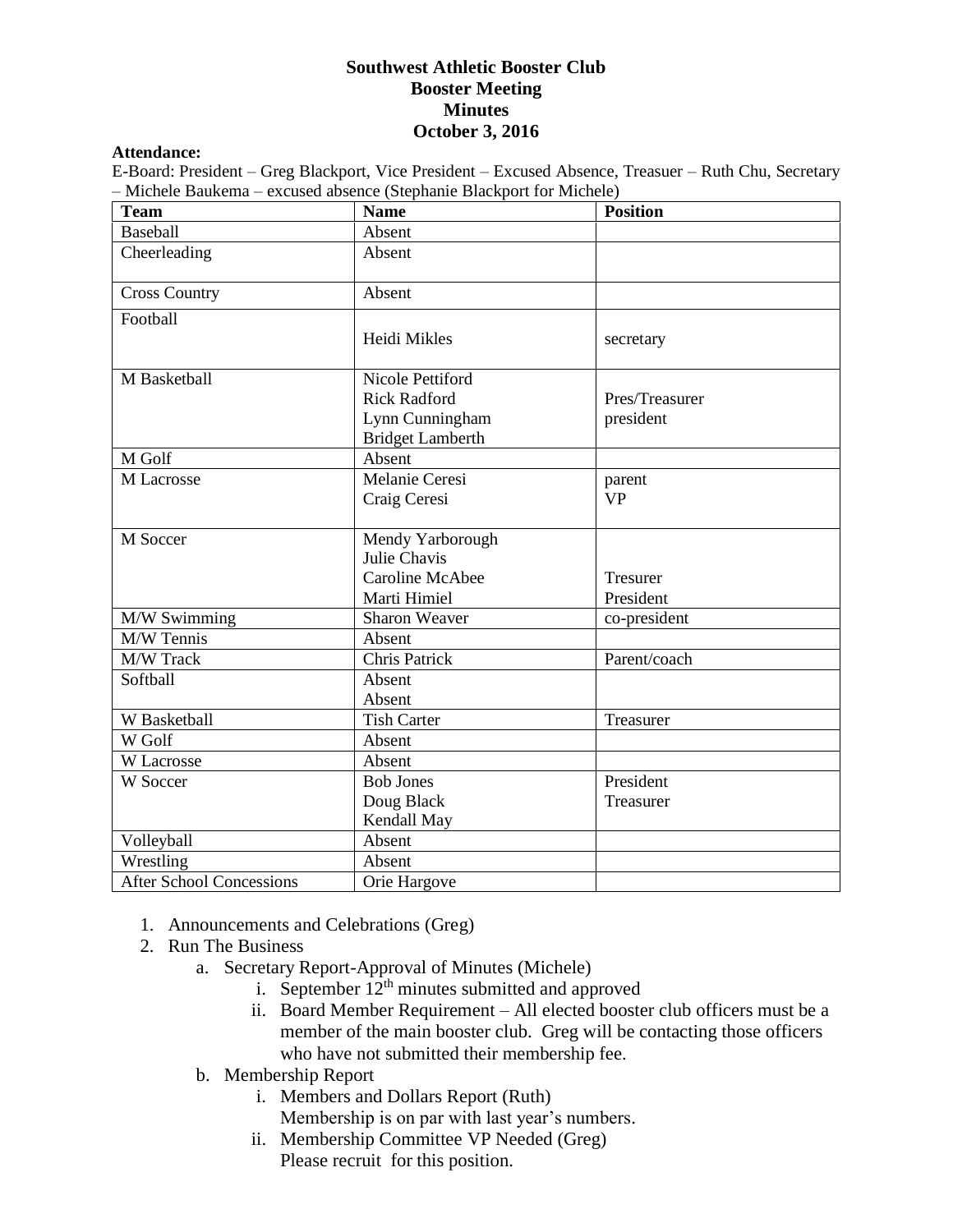**Southwest Athletic Booster Club**
**Booster Meeting**
**Minutes**
**October 3, 2016**

**Attendance:**

E-Board: President – Greg Blackport, Vice President – Excused Absence, Treasuer – Ruth Chu, Secretary – Michele Baukema – excused absence (Stephanie Blackport for Michele)

| Team | Name | Position |
|---|---|---|
| Baseball | Absent | |
| Cheerleading | Absent | |
| Cross Country | Absent | |
| Football | Heidi Mikles | secretary |
| M Basketball | Nicole Pettiford<br>Rick Radford<br>Lynn Cunningham<br>Bridget Lamberth | <br>Pres/Treasurer<br>president<br> |
| M Golf | Absent | |
| M Lacrosse | Melanie Ceresi<br>Craig Ceresi | parent<br>VP |
| M Soccer | Mendy Yarborough<br>Julie Chavis<br>Caroline McAbee<br>Marti Himiel | <br><br>Tresurer<br>President |
| M/W Swimming | Sharon Weaver | co-president |
| M/W Tennis | Absent | |
| M/W Track | Chris Patrick | Parent/coach |
| Softball | Absent<br>Absent | |
| W Basketball | Tish Carter | Treasurer |
| W Golf | Absent | |
| W Lacrosse | Absent | |
| W Soccer | Bob Jones<br>Doug Black<br>Kendall May | President<br>Treasurer<br> |
| Volleyball | Absent | |
| Wrestling | Absent | |
| After School Concessions | Orie Hargove | |

1. Announcements and Celebrations (Greg)
2. Run The Business
    a. Secretary Report-Approval of Minutes (Michele)
        i. September 12th minutes submitted and approved
        ii. Board Member Requirement – All elected booster club officers must be a member of the main booster club. Greg will be contacting those officers who have not submitted their membership fee.
    b. Membership Report
        i. Members and Dollars Report (Ruth)
           Membership is on par with last year's numbers.
        ii. Membership Committee VP Needed (Greg)
           Please recruit for this position.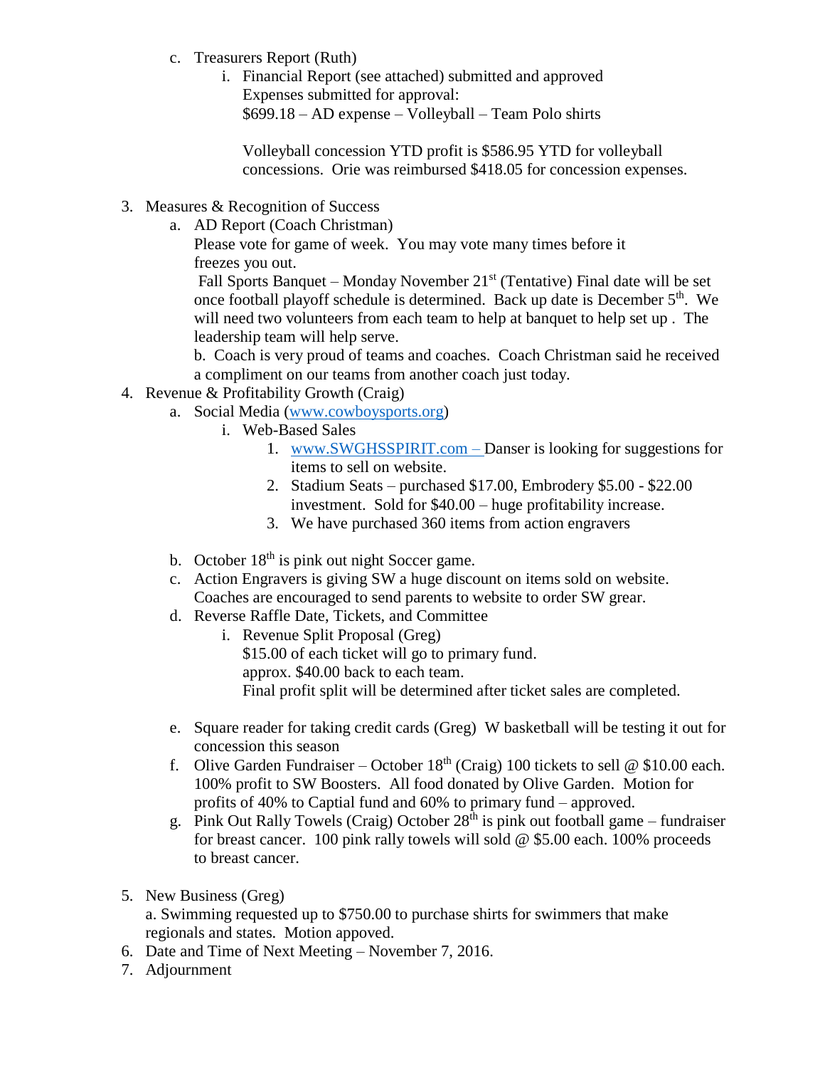c. Treasurers Report (Ruth)
   i. Financial Report (see attached) submitted and approved
      Expenses submitted for approval:
      $699.18 – AD expense – Volleyball – Team Polo shirts

      Volleyball concession YTD profit is $586.95 YTD for volleyball concessions. Orie was reimbursed $418.05 for concession expenses.

3. Measures & Recognition of Success
   a. AD Report (Coach Christman)
      Please vote for game of week. You may vote many times before it freezes you out.
      Fall Sports Banquet – Monday November 21st (Tentative) Final date will be set once football playoff schedule is determined. Back up date is December 5th. We will need two volunteers from each team to help at banquet to help set up . The leadership team will help serve.
      b. Coach is very proud of teams and coaches. Coach Christman said he received a compliment on our teams from another coach just today.
4. Revenue & Profitability Growth (Craig)
   a. Social Media (www.cowboysports.org)
      i. Web-Based Sales
         1. www.SWGHSSPIRIT.com – Danser is looking for suggestions for items to sell on website.
         2. Stadium Seats – purchased $17.00, Embrodery $5.00 - $22.00 investment. Sold for $40.00 – huge profitability increase.
         3. We have purchased 360 items from action engravers

   b. October 18th is pink out night Soccer game.
   c. Action Engravers is giving SW a huge discount on items sold on website. Coaches are encouraged to send parents to website to order SW grear.
   d. Reverse Raffle Date, Tickets, and Committee
      i. Revenue Split Proposal (Greg)
         $15.00 of each ticket will go to primary fund.
         approx. $40.00 back to each team.
         Final profit split will be determined after ticket sales are completed.

   e. Square reader for taking credit cards (Greg) W basketball will be testing it out for concession this season
   f. Olive Garden Fundraiser – October 18th (Craig) 100 tickets to sell @ $10.00 each. 100% profit to SW Boosters. All food donated by Olive Garden. Motion for profits of 40% to Captial fund and 60% to primary fund – approved.
   g. Pink Out Rally Towels (Craig) October 28th is pink out football game – fundraiser for breast cancer. 100 pink rally towels will sold @ $5.00 each. 100% proceeds to breast cancer.

5. New Business (Greg)
   a. Swimming requested up to $750.00 to purchase shirts for swimmers that make regionals and states. Motion appoved.
6. Date and Time of Next Meeting – November 7, 2016.
7. Adjournment